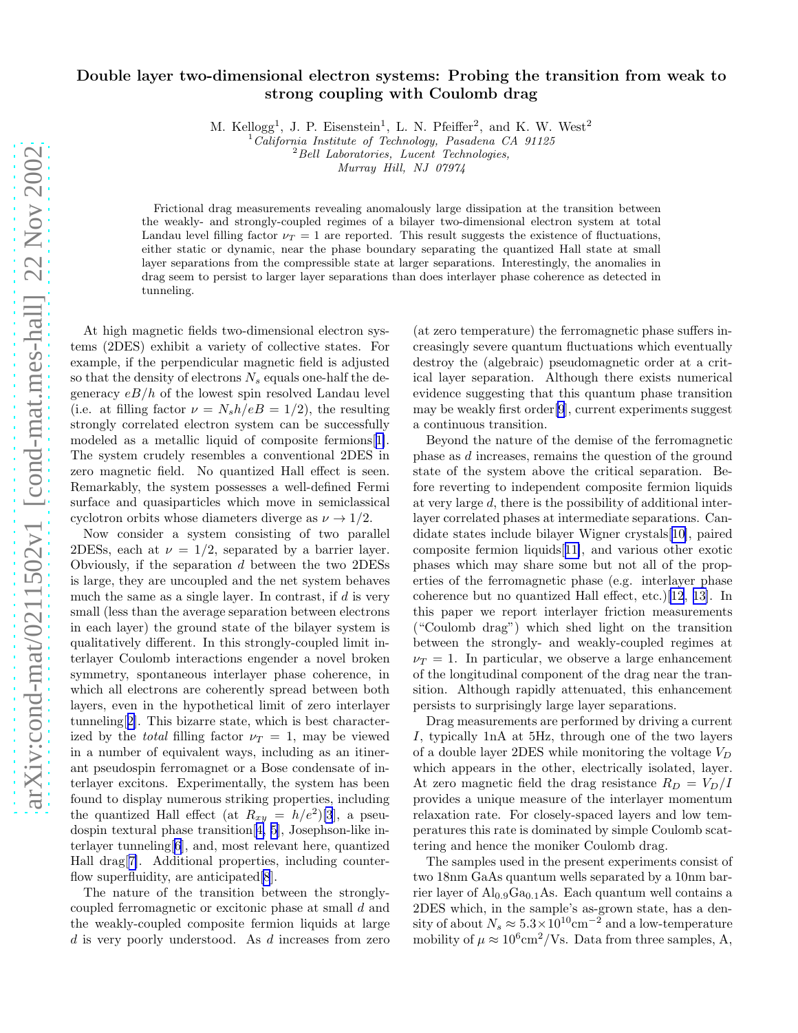# Double layer two-dimensional electron systems: Probing the transition from weak to strong coupling with Coulomb drag

M. Kellogg[1], J. P. Eisenstein[1], L. N. Pfeiffer[2], and K. W. West[2]

[1] *California Institute of Technology, Pasadena CA 91125*
[2] *Bell Laboratories, Lucent Technologies, Murray Hill, NJ 07974*

Frictional drag measurements revealing anomalously large dissipation at the transition between the weakly- and strongly-coupled regimes of a bilayer two-dimensional electron system at total Landau level filling factor $\nu_T = 1$ are reported. This result suggests the existence of fluctuations, either static or dynamic, near the phase boundary separating the quantized Hall state at small layer separations from the compressible state at larger separations. Interestingly, the anomalies in drag seem to persist to larger layer separations than does interlayer phase coherence as detected in tunneling.

At high magnetic fields two-dimensional electron systems (2DES) exhibit a variety of collective states. For example, if the perpendicular magnetic field is adjusted so that the density of electrons $N_s$ equals one-half the degeneracy $eB/h$ of the lowest spin resolved Landau level (i.e. at filling factor $\nu = N_s h/eB = 1/2$), the resulting strongly correlated electron system can be successfully modeled as a metallic liquid of composite fermions[1]. The system crudely resembles a conventional 2DES in zero magnetic field. No quantized Hall effect is seen. Remarkably, the system possesses a well-defined Fermi surface and quasiparticles which move in semiclassical cyclotron orbits whose diameters diverge as $\nu \to 1/2$.

Now consider a system consisting of two parallel 2DESs, each at $\nu = 1/2$, separated by a barrier layer. Obviously, if the separation $d$ between the two 2DESs is large, they are uncoupled and the net system behaves much the same as a single layer. In contrast, if $d$ is very small (less than the average separation between electrons in each layer) the ground state of the bilayer system is qualitatively different. In this strongly-coupled limit interlayer Coulomb interactions engender a novel broken symmetry, spontaneous interlayer phase coherence, in which all electrons are coherently spread between both layers, even in the hypothetical limit of zero interlayer tunneling[2]. This bizarre state, which is best characterized by the *total* filling factor $\nu_T = 1$, may be viewed in a number of equivalent ways, including as an itinerant pseudospin ferromagnet or a Bose condensate of interlayer excitons. Experimentally, the system has been found to display numerous striking properties, including the quantized Hall effect (at $R_{xy} = h/e^2$)[3], a pseudospin textural phase transition[4, 5], Josephson-like interlayer tunneling[6], and, most relevant here, quantized Hall drag[7]. Additional properties, including counterflow superfluidity, are anticipated[8].

The nature of the transition between the strongly-coupled ferromagnetic or excitonic phase at small $d$ and the weakly-coupled composite fermion liquids at large $d$ is very poorly understood. As $d$ increases from zero (at zero temperature) the ferromagnetic phase suffers increasingly severe quantum fluctuations which eventually destroy the (algebraic) pseudomagnetic order at a critical layer separation. Although there exists numerical evidence suggesting that this quantum phase transition may be weakly first order[9], current experiments suggest a continuous transition.

Beyond the nature of the demise of the ferromagnetic phase as $d$ increases, remains the question of the ground state of the system above the critical separation. Before reverting to independent composite fermion liquids at very large $d$, there is the possibility of additional interlayer correlated phases at intermediate separations. Candidate states include bilayer Wigner crystals[10], paired composite fermion liquids[11], and various other exotic phases which may share some but not all of the properties of the ferromagnetic phase (e.g. interlayer phase coherence but no quantized Hall effect, etc.)[12, 13]. In this paper we report interlayer friction measurements ("Coulomb drag") which shed light on the transition between the strongly- and weakly-coupled regimes at $\nu_T = 1$. In particular, we observe a large enhancement of the longitudinal component of the drag near the transition. Although rapidly attenuated, this enhancement persists to surprisingly large layer separations.

Drag measurements are performed by driving a current $I$, typically 1nA at 5Hz, through one of the two layers of a double layer 2DES while monitoring the voltage $V_D$ which appears in the other, electrically isolated, layer. At zero magnetic field the drag resistance $R_D = V_D/I$ provides a unique measure of the interlayer momentum relaxation rate. For closely-spaced layers and low temperatures this rate is dominated by simple Coulomb scattering and hence the moniker Coulomb drag.

The samples used in the present experiments consist of two 18nm GaAs quantum wells separated by a 10nm barrier layer of $Al_{0.9}Ga_{0.1}As$. Each quantum well contains a 2DES which, in the sample's as-grown state, has a density of about $N_s \approx 5.3\times10^{10}\text{cm}^{-2}$ and a low-temperature mobility of $\mu \approx 10^6\text{cm}^2/\text{Vs}$. Data from three samples, A,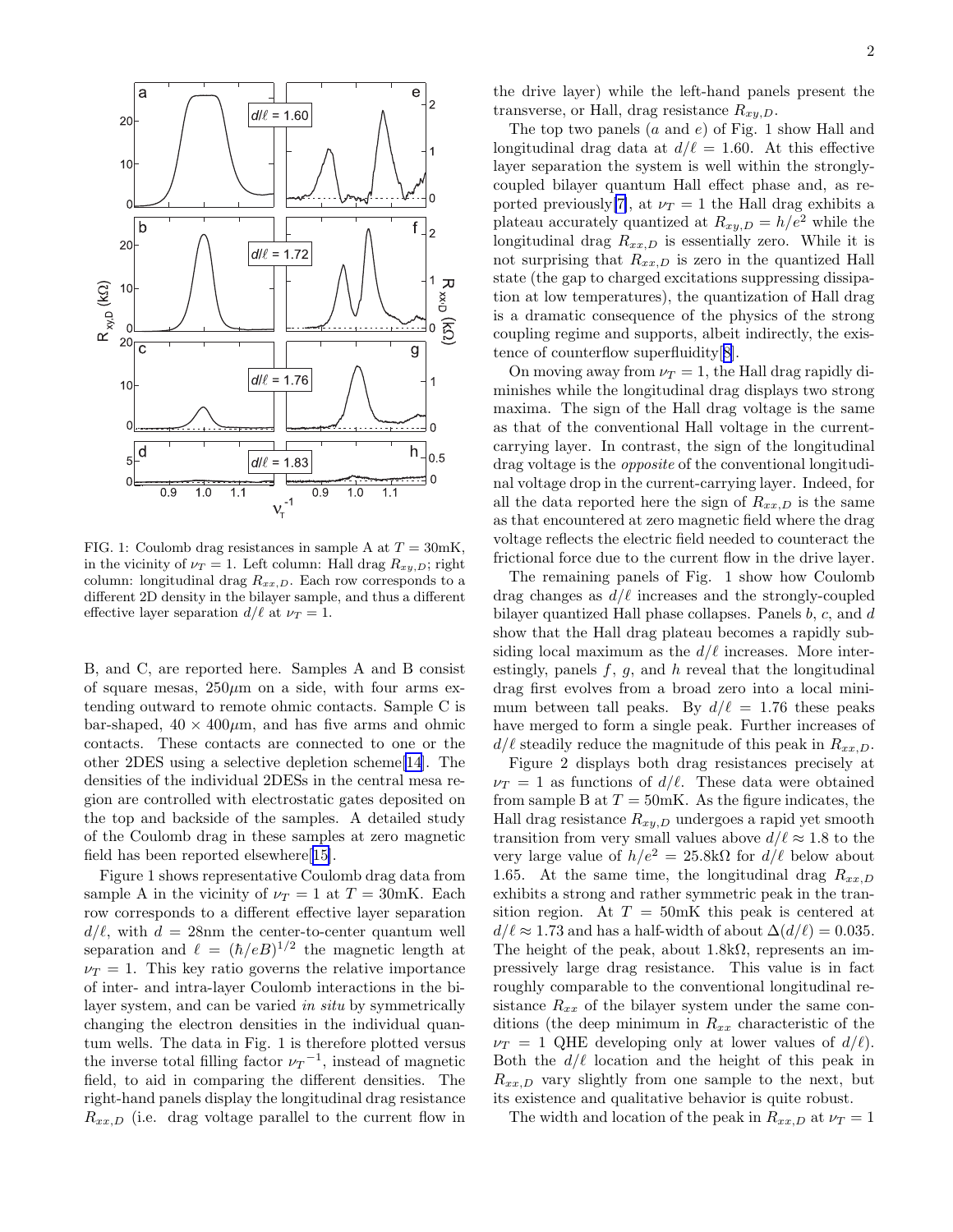FIG. 1: Coulomb drag resistances in sample A at $T = 30$mK, in the vicinity of $\nu_T = 1$. Left column: Hall drag $R_{xy,D}$; right column: longitudinal drag $R_{xx,D}$. Each row corresponds to a different 2D density in the bilayer sample, and thus a different effective layer separation $d/\ell$ at $\nu_T = 1$.

B, and C, are reported here. Samples A and B consist of square mesas, 250$\mu$m on a side, with four arms extending outward to remote ohmic contacts. Sample C is bar-shaped, $40 \times 400\mu$m, and has five arms and ohmic contacts. These contacts are connected to one or the other 2DES using a selective depletion scheme[14]. The densities of the individual 2DESs in the central mesa region are controlled with electrostatic gates deposited on the top and backside of the samples. A detailed study of the Coulomb drag in these samples at zero magnetic field has been reported elsewhere[15].

Figure 1 shows representative Coulomb drag data from sample A in the vicinity of $\nu_T = 1$ at $T = 30$mK. Each row corresponds to a different effective layer separation $d/\ell$, with $d = 28$nm the center-to-center quantum well separation and $\ell = (\hbar/eB)^{1/2}$ the magnetic length at $\nu_T = 1$. This key ratio governs the relative importance of inter- and intra-layer Coulomb interactions in the bilayer system, and can be varied *in situ* by symmetrically changing the electron densities in the individual quantum wells. The data in Fig. 1 is therefore plotted versus the inverse total filling factor ${\nu_T}^{-1}$, instead of magnetic field, to aid in comparing the different densities. The right-hand panels display the longitudinal drag resistance $R_{xx,D}$ (i.e. drag voltage parallel to the current flow in the drive layer) while the left-hand panels present the transverse, or Hall, drag resistance $R_{xy,D}$.

The top two panels ($a$ and $e$) of Fig. 1 show Hall and longitudinal drag data at $d/\ell = 1.60$. At this effective layer separation the system is well within the strongly-coupled bilayer quantum Hall effect phase and, as reported previously[7], at $\nu_T = 1$ the Hall drag exhibits a plateau accurately quantized at $R_{xy,D} = h/e^2$ while the longitudinal drag $R_{xx,D}$ is essentially zero. While it is not surprising that $R_{xx,D}$ is zero in the quantized Hall state (the gap to charged excitations suppressing dissipation at low temperatures), the quantization of Hall drag is a dramatic consequence of the physics of the strong coupling regime and supports, albeit indirectly, the existence of counterflow superfluidity[8].

On moving away from $\nu_T = 1$, the Hall drag rapidly diminishes while the longitudinal drag displays two strong maxima. The sign of the Hall drag voltage is the same as that of the conventional Hall voltage in the current-carrying layer. In contrast, the sign of the longitudinal drag voltage is the *opposite* of the conventional longitudinal voltage drop in the current-carrying layer. Indeed, for all the data reported here the sign of $R_{xx,D}$ is the same as that encountered at zero magnetic field where the drag voltage reflects the electric field needed to counteract the frictional force due to the current flow in the drive layer.

The remaining panels of Fig. 1 show how Coulomb drag changes as $d/\ell$ increases and the strongly-coupled bilayer quantized Hall phase collapses. Panels $b$, $c$, and $d$ show that the Hall drag plateau becomes a rapidly subsiding local maximum as the $d/\ell$ increases. More interestingly, panels $f$, $g$, and $h$ reveal that the longitudinal drag first evolves from a broad zero into a local minimum between tall peaks. By $d/\ell = 1.76$ these peaks have merged to form a single peak. Further increases of $d/\ell$ steadily reduce the magnitude of this peak in $R_{xx,D}$.

Figure 2 displays both drag resistances precisely at $\nu_T = 1$ as functions of $d/\ell$. These data were obtained from sample B at $T = 50$mK. As the figure indicates, the Hall drag resistance $R_{xy,D}$ undergoes a rapid yet smooth transition from very small values above $d/\ell \approx 1.8$ to the very large value of $h/e^2 = 25.8$k$\Omega$ for $d/\ell$ below about 1.65. At the same time, the longitudinal drag $R_{xx,D}$ exhibits a strong and rather symmetric peak in the transition region. At $T = 50$mK this peak is centered at $d/\ell \approx 1.73$ and has a half-width of about $\Delta(d/\ell) = 0.035$. The height of the peak, about 1.8k$\Omega$, represents an impressively large drag resistance. This value is in fact roughly comparable to the conventional longitudinal resistance $R_{xx}$ of the bilayer system under the same conditions (the deep minimum in $R_{xx}$ characteristic of the $\nu_T = 1$ QHE developing only at lower values of $d/\ell$). Both the $d/\ell$ location and the height of this peak in $R_{xx,D}$ vary slightly from one sample to the next, but its existence and qualitative behavior is quite robust.

The width and location of the peak in $R_{xx,D}$ at $\nu_T = 1$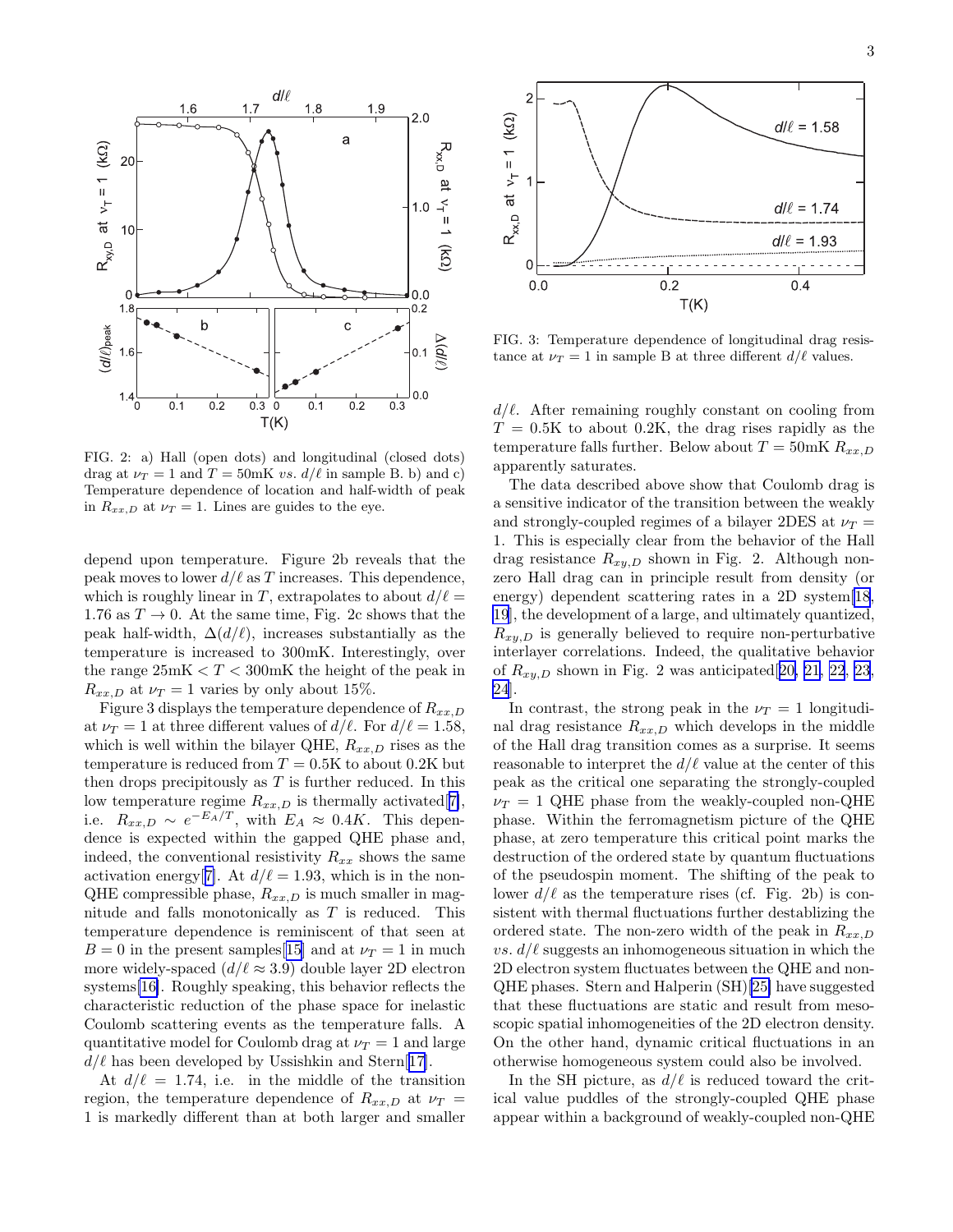FIG. 2: a) Hall (open dots) and longitudinal (closed dots) drag at $\nu_T = 1$ and $T = 50$mK *vs.* $d/\ell$ in sample B. b) and c) Temperature dependence of location and half-width of peak in $R_{xx,D}$ at $\nu_T = 1$. Lines are guides to the eye.

FIG. 3: Temperature dependence of longitudinal drag resistance at $\nu_T = 1$ in sample B at three different $d/\ell$ values.

depend upon temperature. Figure 2b reveals that the peak moves to lower $d/\ell$ as $T$ increases. This dependence, which is roughly linear in $T$, extrapolates to about $d/\ell = 1.76$ as $T \to 0$. At the same time, Fig. 2c shows that the peak half-width, $\Delta(d/\ell)$, increases substantially as the temperature is increased to 300mK. Interestingly, over the range 25mK $< T <$ 300mK the height of the peak in $R_{xx,D}$ at $\nu_T = 1$ varies by only about 15%.

Figure 3 displays the temperature dependence of $R_{xx,D}$ at $\nu_T = 1$ at three different values of $d/\ell$. For $d/\ell = 1.58$, which is well within the bilayer QHE, $R_{xx,D}$ rises as the temperature is reduced from $T = 0.5$K to about 0.2K but then drops precipitously as $T$ is further reduced. In this low temperature regime $R_{xx,D}$ is thermally activated[7], i.e. $R_{xx,D} \sim e^{-E_A/T}$, with $E_A \approx 0.4K$. This dependence is expected within the gapped QHE phase and, indeed, the conventional resistivity $R_{xx}$ shows the same activation energy[7]. At $d/\ell = 1.93$, which is in the non-QHE compressible phase, $R_{xx,D}$ is much smaller in magnitude and falls monotonically as $T$ is reduced. This temperature dependence is reminiscent of that seen at $B = 0$ in the present samples[15] and at $\nu_T = 1$ in much more widely-spaced ($d/\ell \approx 3.9$) double layer 2D electron systems[16]. Roughly speaking, this behavior reflects the characteristic reduction of the phase space for inelastic Coulomb scattering events as the temperature falls. A quantitative model for Coulomb drag at $\nu_T = 1$ and large $d/\ell$ has been developed by Ussishkin and Stern[17].

At $d/\ell = 1.74$, i.e. in the middle of the transition region, the temperature dependence of $R_{xx,D}$ at $\nu_T = 1$ is markedly different than at both larger and smaller $d/\ell$. After remaining roughly constant on cooling from $T = 0.5$K to about 0.2K, the drag rises rapidly as the temperature falls further. Below about $T = 50$mK $R_{xx,D}$ apparently saturates.

The data described above show that Coulomb drag is a sensitive indicator of the transition between the weakly and strongly-coupled regimes of a bilayer 2DES at $\nu_T = 1$. This is especially clear from the behavior of the Hall drag resistance $R_{xy,D}$ shown in Fig. 2. Although non-zero Hall drag can in principle result from density (or energy) dependent scattering rates in a 2D system[18, 19], the development of a large, and ultimately quantized, $R_{xy,D}$ is generally believed to require non-perturbative interlayer correlations. Indeed, the qualitative behavior of $R_{xy,D}$ shown in Fig. 2 was anticipated[20, 21, 22, 23, 24].

In contrast, the strong peak in the $\nu_T = 1$ longitudinal drag resistance $R_{xx,D}$ which develops in the middle of the Hall drag transition comes as a surprise. It seems reasonable to interpret the $d/\ell$ value at the center of this peak as the critical one separating the strongly-coupled $\nu_T = 1$ QHE phase from the weakly-coupled non-QHE phase. Within the ferromagnetism picture of the QHE phase, at zero temperature this critical point marks the destruction of the ordered state by quantum fluctuations of the pseudospin moment. The shifting of the peak to lower $d/\ell$ as the temperature rises (cf. Fig. 2b) is consistent with thermal fluctuations further destablizing the ordered state. The non-zero width of the peak in $R_{xx,D}$ *vs.* $d/\ell$ suggests an inhomogeneous situation in which the 2D electron system fluctuates between the QHE and non-QHE phases. Stern and Halperin (SH)[25] have suggested that these fluctuations are static and result from mesoscopic spatial inhomogeneities of the 2D electron density. On the other hand, dynamic critical fluctuations in an otherwise homogeneous system could also be involved.

In the SH picture, as $d/\ell$ is reduced toward the critical value puddles of the strongly-coupled QHE phase appear within a background of weakly-coupled non-QHE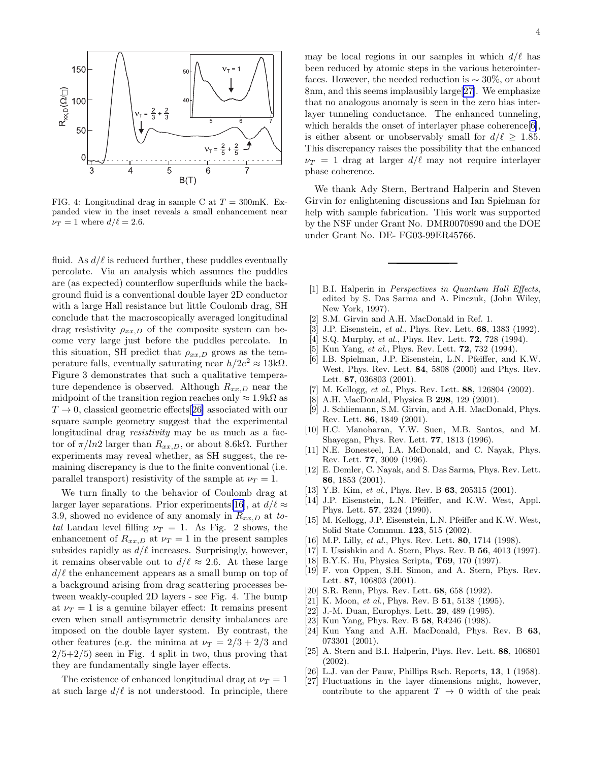FIG. 4: Longitudinal drag in sample C at $T = 300$mK. Expanded view in the inset reveals a small enhancement near $\nu_T = 1$ where $d/\ell = 2.6$.

fluid. As $d/\ell$ is reduced further, these puddles eventually percolate. Via an analysis which assumes the puddles are (as expected) counterflow superfluids while the background fluid is a conventional double layer 2D conductor with a large Hall resistance but little Coulomb drag, SH conclude that the macroscopically averaged longitudinal drag resistivity $\rho_{xx,D}$ of the composite system can become very large just before the puddles percolate. In this situation, SH predict that $\rho_{xx,D}$ grows as the temperature falls, eventually saturating near $h/2e^2 \approx 13\text{k}\Omega$. Figure 3 demonstrates that such a qualitative temperature dependence is observed. Although $R_{xx,D}$ near the midpoint of the transition region reaches only $\approx 1.9\text{k}\Omega$ as $T \to 0$, classical geometric effects[26] associated with our square sample geometry suggest that the experimental longitudinal drag *resistivity* may be as much as a factor of $\pi/ln2$ larger than $R_{xx,D}$, or about 8.6k$\Omega$. Further experiments may reveal whether, as SH suggest, the remaining discrepancy is due to the finite conventional (i.e. parallel transport) resistivity of the sample at $\nu_T = 1$.

We turn finally to the behavior of Coulomb drag at larger layer separations. Prior experiments[16], at $d/\ell \approx 3.9$, showed no evidence of any anomaly in $R_{xx,D}$ at *total* Landau level filling $\nu_T = 1$. As Fig. 2 shows, the enhancement of $R_{xx,D}$ at $\nu_T = 1$ in the present samples subsides rapidly as $d/\ell$ increases. Surprisingly, however, it remains observable out to $d/\ell \approx 2.6$. At these large $d/\ell$ the enhancement appears as a small bump on top of a background arising from drag scattering processes between weakly-coupled 2D layers - see Fig. 4. The bump at $\nu_T = 1$ is a genuine bilayer effect: It remains present even when small antisymmetric density imbalances are imposed on the double layer system. By contrast, the other features (e.g. the minima at $\nu_T = 2/3 + 2/3$ and $2/5+2/5$) seen in Fig. 4 split in two, thus proving that they are fundamentally single layer effects.

The existence of enhanced longitudinal drag at $\nu_T = 1$ at such large $d/\ell$ is not understood. In principle, there may be local regions in our samples in which $d/\ell$ has been reduced by atomic steps in the various heterointerfaces. However, the needed reduction is $\sim 30\%$, or about 8nm, and this seems implausibly large[27]. We emphasize that no analogous anomaly is seen in the zero bias interlayer tunneling conductance. The enhanced tunneling, which heralds the onset of interlayer phase coherence[6], is either absent or unobservably small for $d/\ell \geq 1.85$. This discrepancy raises the possibility that the enhanced $\nu_T = 1$ drag at larger $d/\ell$ may not require interlayer phase coherence.

We thank Ady Stern, Bertrand Halperin and Steven Girvin for enlightening discussions and Ian Spielman for help with sample fabrication. This work was supported by the NSF under Grant No. DMR0070890 and the DOE under Grant No. DE- FG03-99ER45766.

---

[1] B.I. Halperin in *Perspectives in Quantum Hall Effects*, edited by S. Das Sarma and A. Pinczuk, (John Wiley, New York, 1997).
[2] S.M. Girvin and A.H. MacDonald in Ref. 1.
[3] J.P. Eisenstein, *et al.*, Phys. Rev. Lett. **68**, 1383 (1992).
[4] S.Q. Murphy, *et al.*, Phys. Rev. Lett. **72**, 728 (1994).
[5] Kun Yang, *et al.*, Phys. Rev. Lett. **72**, 732 (1994).
[6] I.B. Spielman, J.P. Eisenstein, L.N. Pfeiffer, and K.W. West, Phys. Rev. Lett. **84**, 5808 (2000) and Phys. Rev. Lett. **87**, 036803 (2001).
[7] M. Kellogg, *et al.*, Phys. Rev. Lett. **88**, 126804 (2002).
[8] A.H. MacDonald, Physica B **298**, 129 (2001).
[9] J. Schliemann, S.M. Girvin, and A.H. MacDonald, Phys. Rev. Lett. **86**, 1849 (2001).
[10] H.C. Manoharan, Y.W. Suen, M.B. Santos, and M. Shayegan, Phys. Rev. Lett. **77**, 1813 (1996).
[11] N.E. Bonesteel, I.A. McDonald, and C. Nayak, Phys. Rev. Lett. **77**, 3009 (1996).
[12] E. Demler, C. Nayak, and S. Das Sarma, Phys. Rev. Lett. **86**, 1853 (2001).
[13] Y.B. Kim, *et al.*, Phys. Rev. B **63**, 205315 (2001).
[14] J.P. Eisenstein, L.N. Pfeiffer, and K.W. West, Appl. Phys. Lett. **57**, 2324 (1990).
[15] M. Kellogg, J.P. Eisenstein, L.N. Pfeiffer and K.W. West, Solid State Commun. **123**, 515 (2002).
[16] M.P. Lilly, *et al.*, Phys. Rev. Lett. **80**, 1714 (1998).
[17] I. Ussishkin and A. Stern, Phys. Rev. B **56**, 4013 (1997).
[18] B.Y.K. Hu, Physica Scripta, **T69**, 170 (1997).
[19] F. von Oppen, S.H. Simon, and A. Stern, Phys. Rev. Lett. **87**, 106803 (2001).
[20] S.R. Renn, Phys. Rev. Lett. **68**, 658 (1992).
[21] K. Moon, *et al.*, Phys. Rev. B **51**, 5138 (1995).
[22] J.-M. Duan, Europhys. Lett. **29**, 489 (1995).
[23] Kun Yang, Phys. Rev. B **58**, R4246 (1998).
[24] Kun Yang and A.H. MacDonald, Phys. Rev. B **63**, 073301 (2001).
[25] A. Stern and B.I. Halperin, Phys. Rev. Lett. **88**, 106801 (2002).
[26] L.J. van der Pauw, Phillips Rsch. Reports, **13**, 1 (1958).
[27] Fluctuations in the layer dimensions might, however, contribute to the apparent $T \to 0$ width of the peak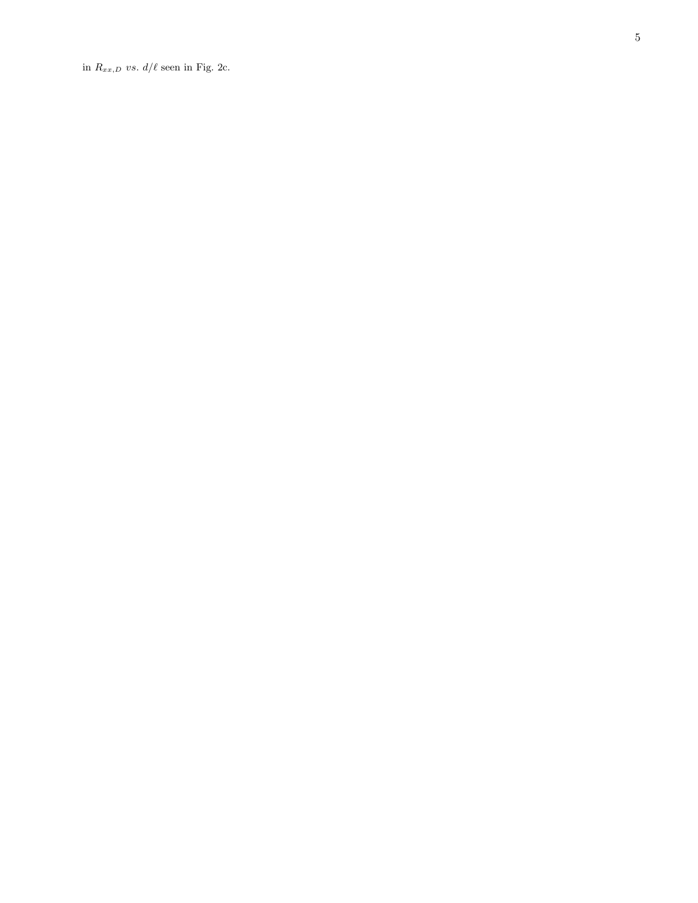in $R_{xx,D}$ *vs.* $d/\ell$ seen in Fig. 2c.